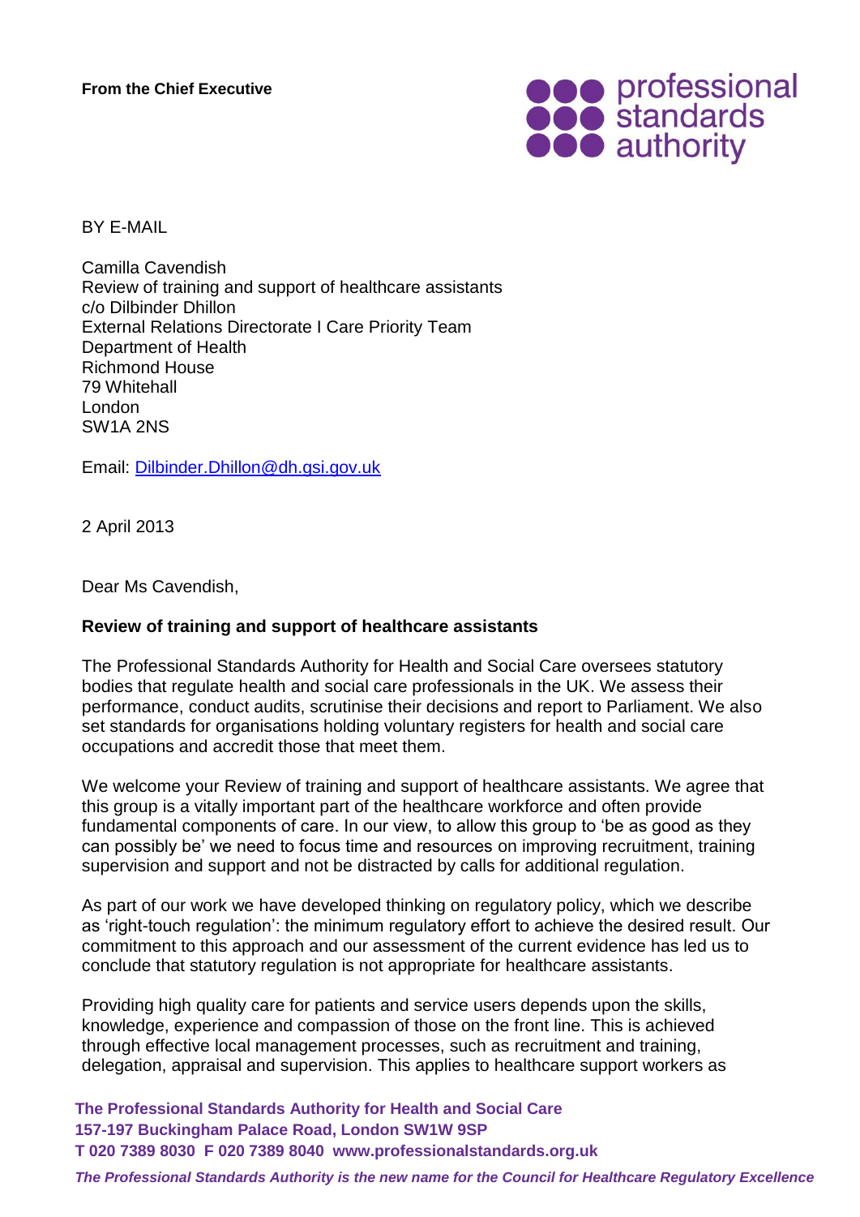**From the Chief Executive**

professional standards authority

BY E-MAIL

Camilla Cavendish
Review of training and support of healthcare assistants
c/o Dilbinder Dhillon
External Relations Directorate I Care Priority Team
Department of Health
Richmond House
79 Whitehall
London
SW1A 2NS

Email: Dilbinder.Dhillon@dh.gsi.gov.uk

2 April 2013

Dear Ms Cavendish,

**Review of training and support of healthcare assistants**

The Professional Standards Authority for Health and Social Care oversees statutory bodies that regulate health and social care professionals in the UK. We assess their performance, conduct audits, scrutinise their decisions and report to Parliament. We also set standards for organisations holding voluntary registers for health and social care occupations and accredit those that meet them.

We welcome your Review of training and support of healthcare assistants. We agree that this group is a vitally important part of the healthcare workforce and often provide fundamental components of care. In our view, to allow this group to 'be as good as they can possibly be' we need to focus time and resources on improving recruitment, training supervision and support and not be distracted by calls for additional regulation.

As part of our work we have developed thinking on regulatory policy, which we describe as 'right-touch regulation': the minimum regulatory effort to achieve the desired result. Our commitment to this approach and our assessment of the current evidence has led us to conclude that statutory regulation is not appropriate for healthcare assistants.

Providing high quality care for patients and service users depends upon the skills, knowledge, experience and compassion of those on the front line. This is achieved through effective local management processes, such as recruitment and training, delegation, appraisal and supervision. This applies to healthcare support workers as

**The Professional Standards Authority for Health and Social Care**
**157-197 Buckingham Palace Road, London SW1W 9SP**
**T 020 7389 8030 F 020 7389 8040 www.professionalstandards.org.uk**

***The Professional Standards Authority is the new name for the Council for Healthcare Regulatory Excellence***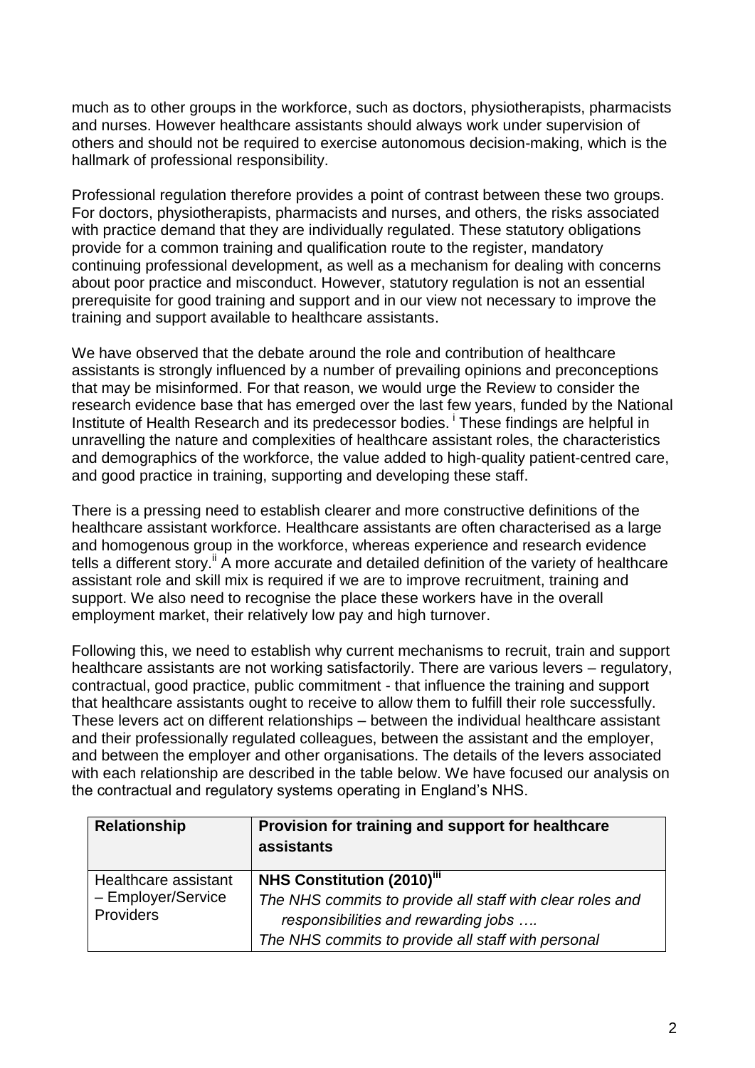much as to other groups in the workforce, such as doctors, physiotherapists, pharmacists and nurses. However healthcare assistants should always work under supervision of others and should not be required to exercise autonomous decision-making, which is the hallmark of professional responsibility.

Professional regulation therefore provides a point of contrast between these two groups. For doctors, physiotherapists, pharmacists and nurses, and others, the risks associated with practice demand that they are individually regulated. These statutory obligations provide for a common training and qualification route to the register, mandatory continuing professional development, as well as a mechanism for dealing with concerns about poor practice and misconduct. However, statutory regulation is not an essential prerequisite for good training and support and in our view not necessary to improve the training and support available to healthcare assistants.

We have observed that the debate around the role and contribution of healthcare assistants is strongly influenced by a number of prevailing opinions and preconceptions that may be misinformed. For that reason, we would urge the Review to consider the research evidence base that has emerged over the last few years, funded by the National Institute of Health Research and its predecessor bodies.[i] These findings are helpful in unravelling the nature and complexities of healthcare assistant roles, the characteristics and demographics of the workforce, the value added to high-quality patient-centred care, and good practice in training, supporting and developing these staff.

There is a pressing need to establish clearer and more constructive definitions of the healthcare assistant workforce. Healthcare assistants are often characterised as a large and homogenous group in the workforce, whereas experience and research evidence tells a different story.[ii] A more accurate and detailed definition of the variety of healthcare assistant role and skill mix is required if we are to improve recruitment, training and support. We also need to recognise the place these workers have in the overall employment market, their relatively low pay and high turnover.

Following this, we need to establish why current mechanisms to recruit, train and support healthcare assistants are not working satisfactorily. There are various levers – regulatory, contractual, good practice, public commitment - that influence the training and support that healthcare assistants ought to receive to allow them to fulfill their role successfully. These levers act on different relationships – between the individual healthcare assistant and their professionally regulated colleagues, between the assistant and the employer, and between the employer and other organisations. The details of the levers associated with each relationship are described in the table below. We have focused our analysis on the contractual and regulatory systems operating in England's NHS.

| Relationship | Provision for training and support for healthcare assistants |
|---|---|
| Healthcare assistant – Employer/Service Providers | **NHS Constitution (2010)**[iii]<br>*The NHS commits to provide all staff with clear roles and responsibilities and rewarding jobs ….*<br>*The NHS commits to provide all staff with personal* |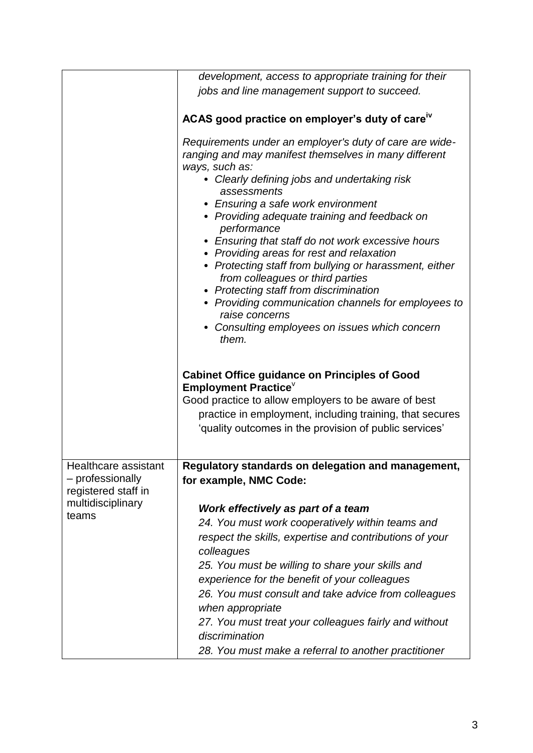| | |
|---|---|
| | *development, access to appropriate training for their jobs and line management support to succeed.*<br><br>**ACAS good practice on employer's duty of care**[iv]<br><br>*Requirements under an employer's duty of care are wide-ranging and may manifest themselves in many different ways, such as:*<br>• *Clearly defining jobs and undertaking risk assessments*<br>• *Ensuring a safe work environment*<br>• *Providing adequate training and feedback on performance*<br>• *Ensuring that staff do not work excessive hours*<br>• *Providing areas for rest and relaxation*<br>• *Protecting staff from bullying or harassment, either from colleagues or third parties*<br>• *Protecting staff from discrimination*<br>• *Providing communication channels for employees to raise concerns*<br>• *Consulting employees on issues which concern them.*<br><br>**Cabinet Office guidance on Principles of Good Employment Practice**[v]<br>Good practice to allow employers to be aware of best practice in employment, including training, that secures 'quality outcomes in the provision of public services' |
| Healthcare assistant – professionally registered staff in multidisciplinary teams | **Regulatory standards on delegation and management, for example, NMC Code:**<br><br>***Work effectively as part of a team***<br>*24. You must work cooperatively within teams and respect the skills, expertise and contributions of your colleagues*<br>*25. You must be willing to share your skills and experience for the benefit of your colleagues*<br>*26. You must consult and take advice from colleagues when appropriate*<br>*27. You must treat your colleagues fairly and without discrimination*<br>*28. You must make a referral to another practitioner* |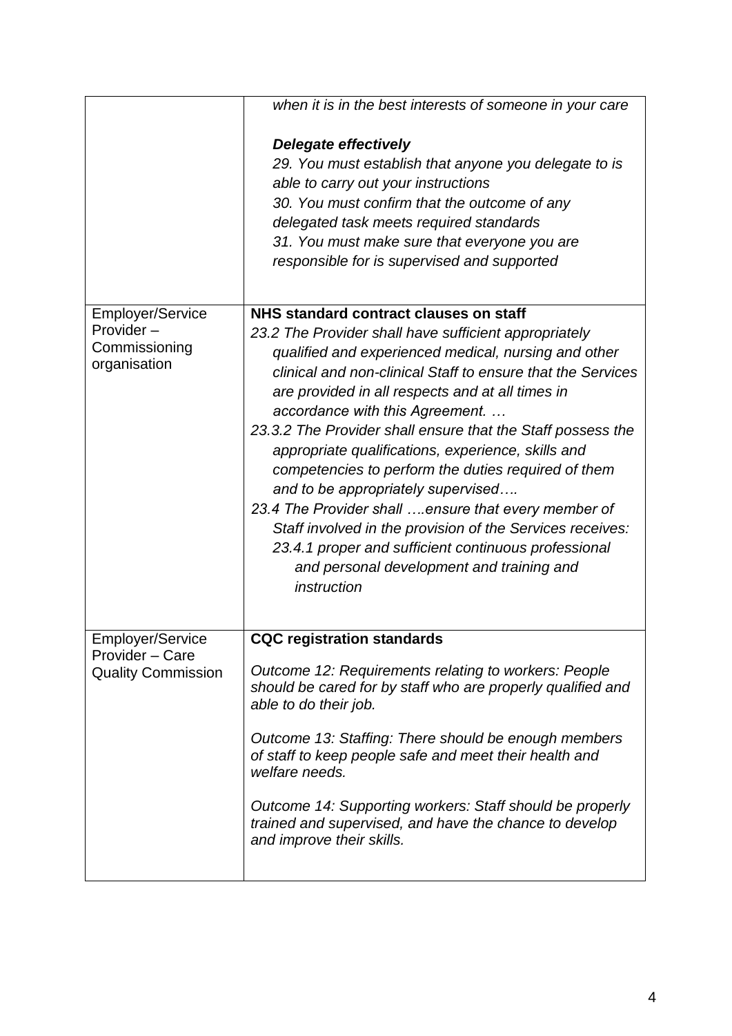| | |
|---|---|
| | *when it is in the best interests of someone in your care*<br><br>***Delegate effectively***<br>*29. You must establish that anyone you delegate to is able to carry out your instructions*<br>*30. You must confirm that the outcome of any delegated task meets required standards*<br>*31. You must make sure that everyone you are responsible for is supervised and supported* |
| Employer/Service Provider – Commissioning organisation | **NHS standard contract clauses on staff**<br>*23.2 The Provider shall have sufficient appropriately qualified and experienced medical, nursing and other clinical and non-clinical Staff to ensure that the Services are provided in all respects and at all times in accordance with this Agreement. …*<br>*23.3.2 The Provider shall ensure that the Staff possess the appropriate qualifications, experience, skills and competencies to perform the duties required of them and to be appropriately supervised….*<br>*23.4 The Provider shall ….ensure that every member of Staff involved in the provision of the Services receives:*<br>*23.4.1 proper and sufficient continuous professional and personal development and training and instruction* |
| Employer/Service Provider – Care Quality Commission | **CQC registration standards**<br><br>*Outcome 12: Requirements relating to workers: People should be cared for by staff who are properly qualified and able to do their job.*<br><br>*Outcome 13: Staffing: There should be enough members of staff to keep people safe and meet their health and welfare needs.*<br><br>*Outcome 14: Supporting workers: Staff should be properly trained and supervised, and have the chance to develop and improve their skills.* |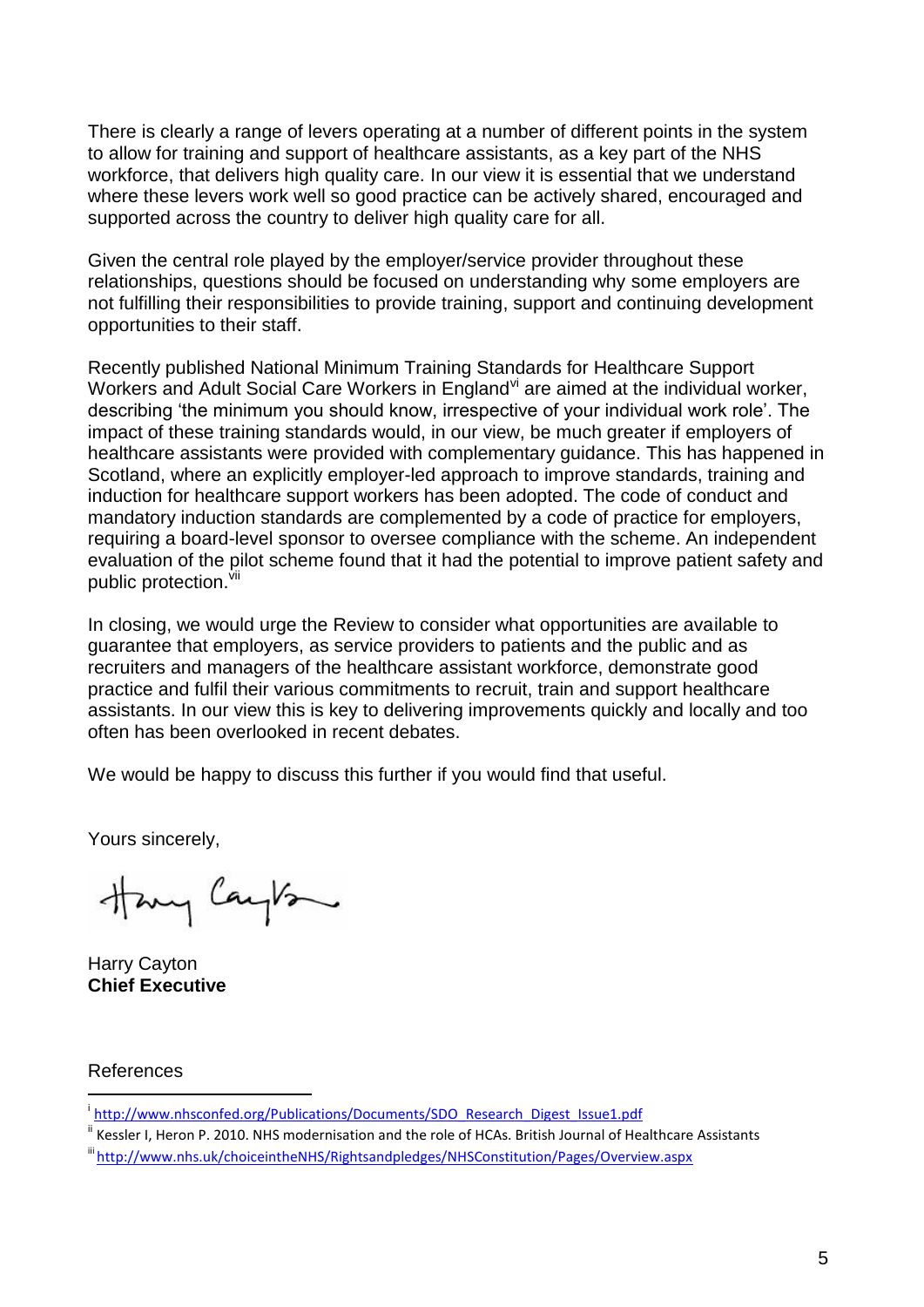There is clearly a range of levers operating at a number of different points in the system to allow for training and support of healthcare assistants, as a key part of the NHS workforce, that delivers high quality care. In our view it is essential that we understand where these levers work well so good practice can be actively shared, encouraged and supported across the country to deliver high quality care for all.

Given the central role played by the employer/service provider throughout these relationships, questions should be focused on understanding why some employers are not fulfilling their responsibilities to provide training, support and continuing development opportunities to their staff.

Recently published National Minimum Training Standards for Healthcare Support Workers and Adult Social Care Workers in England[vi] are aimed at the individual worker, describing 'the minimum you should know, irrespective of your individual work role'. The impact of these training standards would, in our view, be much greater if employers of healthcare assistants were provided with complementary guidance. This has happened in Scotland, where an explicitly employer-led approach to improve standards, training and induction for healthcare support workers has been adopted. The code of conduct and mandatory induction standards are complemented by a code of practice for employers, requiring a board-level sponsor to oversee compliance with the scheme. An independent evaluation of the pilot scheme found that it had the potential to improve patient safety and public protection.[vii]

In closing, we would urge the Review to consider what opportunities are available to guarantee that employers, as service providers to patients and the public and as recruiters and managers of the healthcare assistant workforce, demonstrate good practice and fulfil their various commitments to recruit, train and support healthcare assistants. In our view this is key to delivering improvements quickly and locally and too often has been overlooked in recent debates.

We would be happy to discuss this further if you would find that useful.

Yours sincerely,

Harry Cayton
**Chief Executive**

References

[i] http://www.nhsconfed.org/Publications/Documents/SDO_Research_Digest_Issue1.pdf

[ii] Kessler I, Heron P. 2010. NHS modernisation and the role of HCAs. British Journal of Healthcare Assistants

[iii] http://www.nhs.uk/choiceintheNHS/Rightsandpledges/NHSConstitution/Pages/Overview.aspx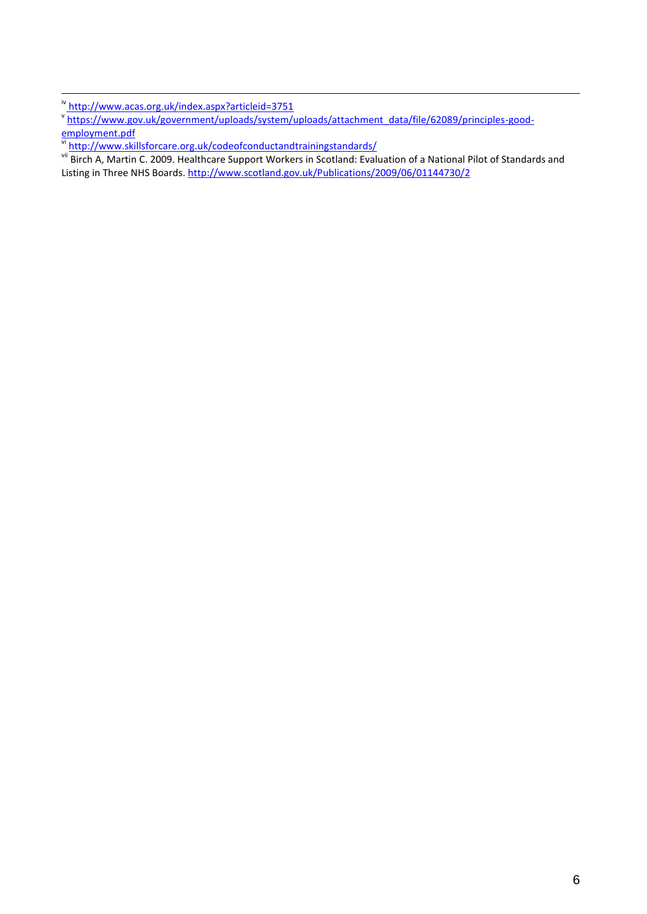[iv] http://www.acas.org.uk/index.aspx?articleid=3751

[v] https://www.gov.uk/government/uploads/system/uploads/attachment_data/file/62089/principles-good-employment.pdf

[vi] http://www.skillsforcare.org.uk/codeofconductandtrainingstandards/

[vii] Birch A, Martin C. 2009. Healthcare Support Workers in Scotland: Evaluation of a National Pilot of Standards and Listing in Three NHS Boards. http://www.scotland.gov.uk/Publications/2009/06/01144730/2